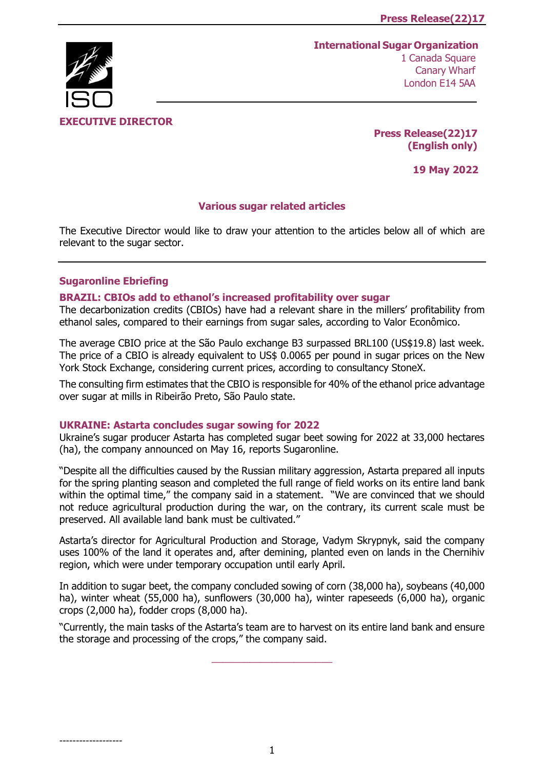**International Sugar Organization**
1 Canada Square
Canary Wharf
London E14 5AA

ISO

**EXECUTIVE DIRECTOR**

**Press Release(22)17**
**(English only)**

**19 May 2022**

## Various sugar related articles

The Executive Director would like to draw your attention to the articles below all of which are relevant to the sugar sector.

---

### Sugaronline Ebriefing

#### BRAZIL: CBIOs add to ethanol's increased profitability over sugar

The decarbonization credits (CBIOs) have had a relevant share in the millers' profitability from ethanol sales, compared to their earnings from sugar sales, according to Valor Econômico.

The average CBIO price at the São Paulo exchange B3 surpassed BRL100 (US$19.8) last week. The price of a CBIO is already equivalent to US$ 0.0065 per pound in sugar prices on the New York Stock Exchange, considering current prices, according to consultancy StoneX.

The consulting firm estimates that the CBIO is responsible for 40% of the ethanol price advantage over sugar at mills in Ribeirão Preto, São Paulo state.

#### UKRAINE: Astarta concludes sugar sowing for 2022

Ukraine's sugar producer Astarta has completed sugar beet sowing for 2022 at 33,000 hectares (ha), the company announced on May 16, reports Sugaronline.

"Despite all the difficulties caused by the Russian military aggression, Astarta prepared all inputs for the spring planting season and completed the full range of field works on its entire land bank within the optimal time," the company said in a statement. "We are convinced that we should not reduce agricultural production during the war, on the contrary, its current scale must be preserved. All available land bank must be cultivated."

Astarta's director for Agricultural Production and Storage, Vadym Skrypnyk, said the company uses 100% of the land it operates and, after demining, planted even on lands in the Chernihiv region, which were under temporary occupation until early April.

In addition to sugar beet, the company concluded sowing of corn (38,000 ha), soybeans (40,000 ha), winter wheat (55,000 ha), sunflowers (30,000 ha), winter rapeseeds (6,000 ha), organic crops (2,000 ha), fodder crops (8,000 ha).

"Currently, the main tasks of the Astarta's team are to harvest on its entire land bank and ensure the storage and processing of the crops," the company said.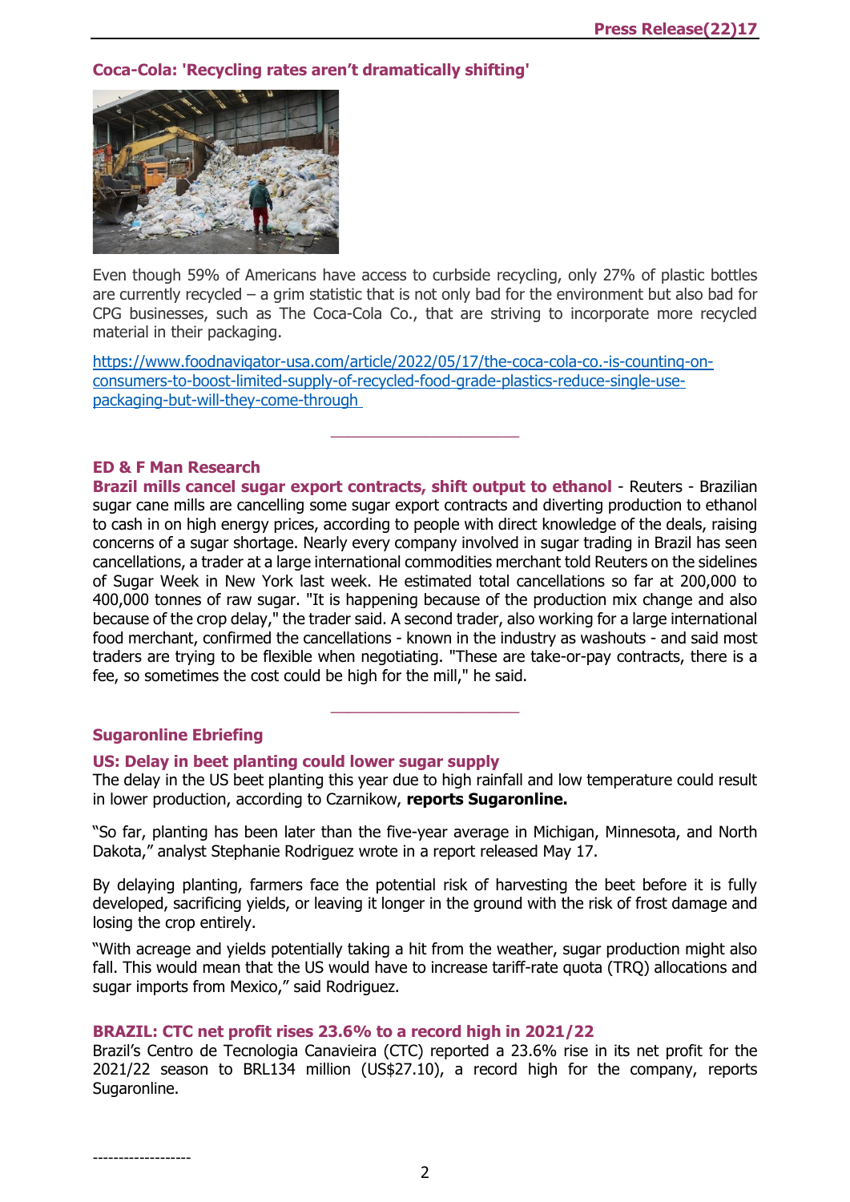## Coca-Cola: 'Recycling rates aren't dramatically shifting'

Even though 59% of Americans have access to curbside recycling, only 27% of plastic bottles are currently recycled – a grim statistic that is not only bad for the environment but also bad for CPG businesses, such as The Coca-Cola Co., that are striving to incorporate more recycled material in their packaging.

https://www.foodnavigator-usa.com/article/2022/05/17/the-coca-cola-co.-is-counting-on-consumers-to-boost-limited-supply-of-recycled-food-grade-plastics-reduce-single-use-packaging-but-will-they-come-through

---

## ED & F Man Research

**Brazil mills cancel sugar export contracts, shift output to ethanol** - Reuters - Brazilian sugar cane mills are cancelling some sugar export contracts and diverting production to ethanol to cash in on high energy prices, according to people with direct knowledge of the deals, raising concerns of a sugar shortage. Nearly every company involved in sugar trading in Brazil has seen cancellations, a trader at a large international commodities merchant told Reuters on the sidelines of Sugar Week in New York last week. He estimated total cancellations so far at 200,000 to 400,000 tonnes of raw sugar. "It is happening because of the production mix change and also because of the crop delay," the trader said. A second trader, also working for a large international food merchant, confirmed the cancellations - known in the industry as washouts - and said most traders are trying to be flexible when negotiating. "These are take-or-pay contracts, there is a fee, so sometimes the cost could be high for the mill," he said.

---

## Sugaronline Ebriefing

### US: Delay in beet planting could lower sugar supply

The delay in the US beet planting this year due to high rainfall and low temperature could result in lower production, according to Czarnikow, **reports Sugaronline.**

"So far, planting has been later than the five-year average in Michigan, Minnesota, and North Dakota," analyst Stephanie Rodriguez wrote in a report released May 17.

By delaying planting, farmers face the potential risk of harvesting the beet before it is fully developed, sacrificing yields, or leaving it longer in the ground with the risk of frost damage and losing the crop entirely.

"With acreage and yields potentially taking a hit from the weather, sugar production might also fall. This would mean that the US would have to increase tariff-rate quota (TRQ) allocations and sugar imports from Mexico," said Rodriguez.

### BRAZIL: CTC net profit rises 23.6% to a record high in 2021/22

Brazil's Centro de Tecnologia Canavieira (CTC) reported a 23.6% rise in its net profit for the 2021/22 season to BRL134 million (US$27.10), a record high for the company, reports Sugaronline.

-------------------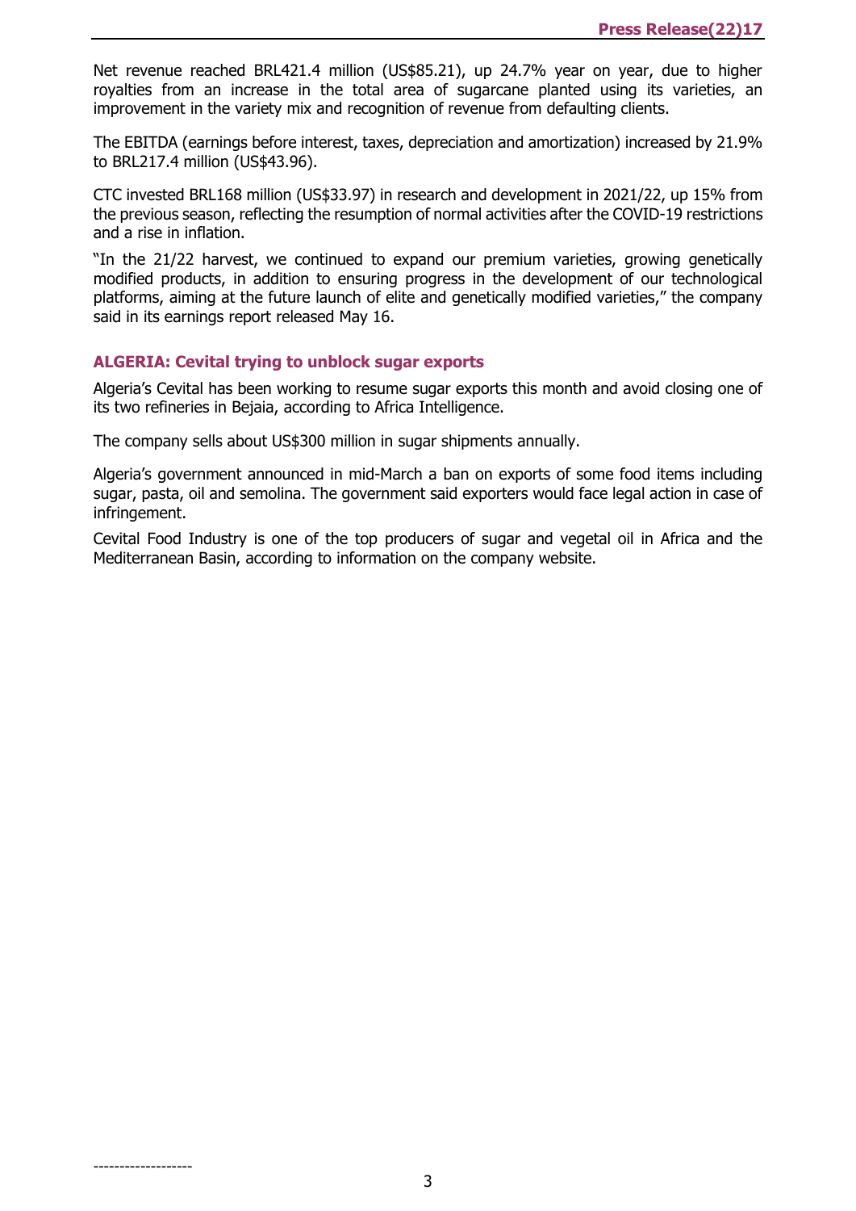Net revenue reached BRL421.4 million (US$85.21), up 24.7% year on year, due to higher royalties from an increase in the total area of sugarcane planted using its varieties, an improvement in the variety mix and recognition of revenue from defaulting clients.

The EBITDA (earnings before interest, taxes, depreciation and amortization) increased by 21.9% to BRL217.4 million (US$43.96).

CTC invested BRL168 million (US$33.97) in research and development in 2021/22, up 15% from the previous season, reflecting the resumption of normal activities after the COVID-19 restrictions and a rise in inflation.

"In the 21/22 harvest, we continued to expand our premium varieties, growing genetically modified products, in addition to ensuring progress in the development of our technological platforms, aiming at the future launch of elite and genetically modified varieties," the company said in its earnings report released May 16.

### ALGERIA: Cevital trying to unblock sugar exports

Algeria's Cevital has been working to resume sugar exports this month and avoid closing one of its two refineries in Bejaia, according to Africa Intelligence.

The company sells about US$300 million in sugar shipments annually.

Algeria's government announced in mid-March a ban on exports of some food items including sugar, pasta, oil and semolina. The government said exporters would face legal action in case of infringement.

Cevital Food Industry is one of the top producers of sugar and vegetal oil in Africa and the Mediterranean Basin, according to information on the company website.

-------------------